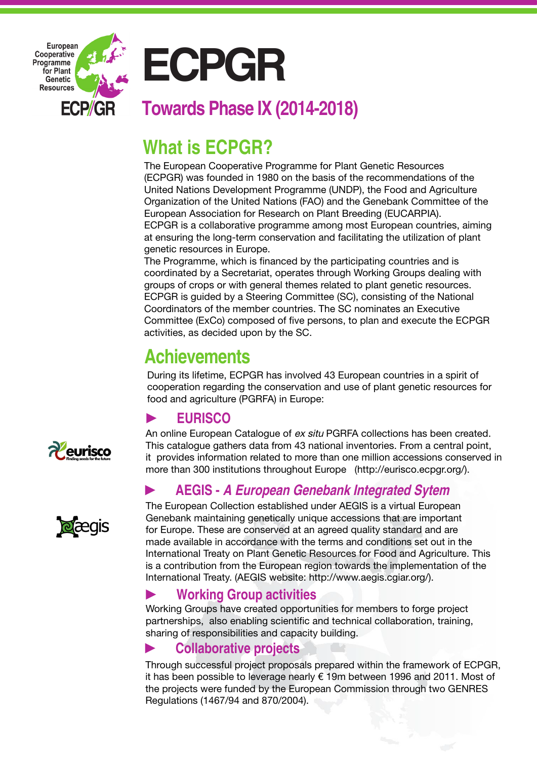# ECPGR

## Towards Phase IX (2014-2018)

## What is ECPGR?

The European Cooperative Programme for Plant Genetic Resources (ECPGR) was founded in 1980 on the basis of the recommendations of the United Nations Development Programme (UNDP), the Food and Agriculture Organization of the United Nations (FAO) and the Genebank Committee of the European Association for Research on Plant Breeding (EUCARPIA).
ECPGR is a collaborative programme among most European countries, aiming at ensuring the long-term conservation and facilitating the utilization of plant genetic resources in Europe.
The Programme, which is financed by the participating countries and is coordinated by a Secretariat, operates through Working Groups dealing with groups of crops or with general themes related to plant genetic resources.
ECPGR is guided by a Steering Committee (SC), consisting of the National Coordinators of the member countries. The SC nominates an Executive Committee (ExCo) composed of five persons, to plan and execute the ECPGR activities, as decided upon by the SC.

## Achievements

During its lifetime, ECPGR has involved 43 European countries in a spirit of cooperation regarding the conservation and use of plant genetic resources for food and agriculture (PGRFA) in Europe:

### ► EURISCO

An online European Catalogue of *ex situ* PGRFA collections has been created. This catalogue gathers data from 43 national inventories. From a central point, it provides information related to more than one million accessions conserved in more than 300 institutions throughout Europe (http://eurisco.ecpgr.org/).

### ► AEGIS - *A European Genebank Integrated Sytem*

The European Collection established under AEGIS is a virtual European Genebank maintaining genetically unique accessions that are important for Europe. These are conserved at an agreed quality standard and are made available in accordance with the terms and conditions set out in the International Treaty on Plant Genetic Resources for Food and Agriculture. This is a contribution from the European region towards the implementation of the International Treaty. (AEGIS website: http://www.aegis.cgiar.org/).

### ► Working Group activities

Working Groups have created opportunities for members to forge project partnerships, also enabling scientific and technical collaboration, training, sharing of responsibilities and capacity building.

### ► Collaborative projects

Through successful project proposals prepared within the framework of ECPGR, it has been possible to leverage nearly € 19m between 1996 and 2011. Most of the projects were funded by the European Commission through two GENRES Regulations (1467/94 and 870/2004).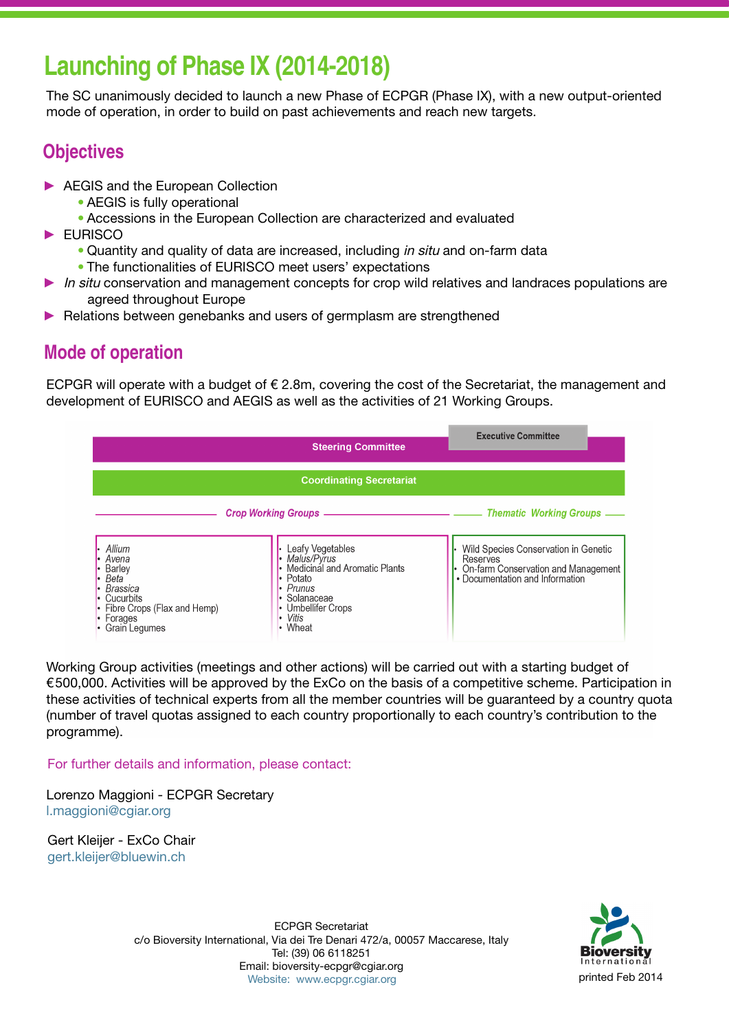# Launching of Phase IX (2014-2018)

The SC unanimously decided to launch a new Phase of ECPGR (Phase IX), with a new output-oriented mode of operation, in order to build on past achievements and reach new targets.

## Objectives

- AEGIS and the European Collection
  - AEGIS is fully operational
  - Accessions in the European Collection are characterized and evaluated
- EURISCO
  - Quantity and quality of data are increased, including *in situ* and on-farm data
  - The functionalities of EURISCO meet users' expectations
- *In situ* conservation and management concepts for crop wild relatives and landraces populations are agreed throughout Europe
- Relations between genebanks and users of germplasm are strengthened

## Mode of operation

ECPGR will operate with a budget of € 2.8m, covering the cost of the Secretariat, the management and development of EURISCO and AEGIS as well as the activities of 21 Working Groups.

Steering Committee

Executive Committee

Coordinating Secretariat

*Crop Working Groups*

- *Allium*
- *Avena*
- Barley
- *Beta*
- *Brassica*
- Cucurbits
- Fibre Crops (Flax and Hemp)
- Forages
- Grain Legumes
- Leafy Vegetables
- *Malus/Pyrus*
- Medicinal and Aromatic Plants
- Potato
- *Prunus*
- Solanaceae
- Umbellifer Crops
- *Vitis*
- Wheat

*Thematic Working Groups*

- Wild Species Conservation in Genetic Reserves
- On-farm Conservation and Management
- Documentation and Information

Working Group activities (meetings and other actions) will be carried out with a starting budget of €500,000. Activities will be approved by the ExCo on the basis of a competitive scheme. Participation in these activities of technical experts from all the member countries will be guaranteed by a country quota (number of travel quotas assigned to each country proportionally to each country's contribution to the programme).

For further details and information, please contact:

Lorenzo Maggioni - ECPGR Secretary
l.maggioni@cgiar.org

Gert Kleijer - ExCo Chair
gert.kleijer@bluewin.ch

ECPGR Secretariat
c/o Bioversity International, Via dei Tre Denari 472/a, 00057 Maccarese, Italy
Tel: (39) 06 6118251
Email: bioversity-ecpgr@cgiar.org
Website: www.ecpgr.cgiar.org

Bioversity International

printed Feb 2014